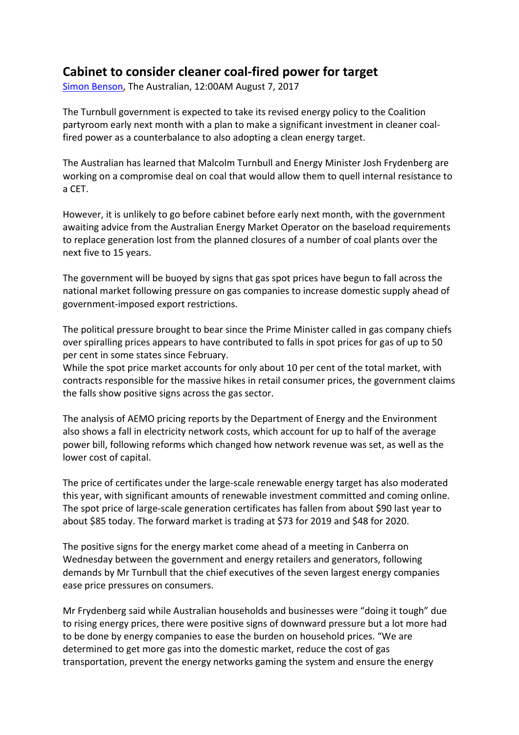# Cabinet to consider cleaner coal-fired power for target

[Simon Benson](), The Australian, 12:00AM August 7, 2017

The Turnbull government is expected to take its revised energy policy to the Coalition partyroom early next month with a plan to make a significant investment in cleaner coal-fired power as a counterbalance to also adopting a clean energy target.

The Australian has learned that Malcolm Turnbull and Energy Minister Josh Frydenberg are working on a compromise deal on coal that would allow them to quell internal resistance to a CET.

However, it is unlikely to go before cabinet before early next month, with the government awaiting advice from the Australian Energy Market Operator on the baseload requirements to replace generation lost from the planned closures of a number of coal plants over the next five to 15 years.

The government will be buoyed by signs that gas spot prices have begun to fall across the national market following pressure on gas companies to increase domestic supply ahead of government-imposed export restrictions.

The political pressure brought to bear since the Prime Minister called in gas company chiefs over spiralling prices appears to have contributed to falls in spot prices for gas of up to 50 per cent in some states since February.

While the spot price market accounts for only about 10 per cent of the total market, with contracts responsible for the massive hikes in retail consumer prices, the government claims the falls show positive signs across the gas sector.

The analysis of AEMO pricing reports by the Department of Energy and the Environment also shows a fall in electricity network costs, which account for up to half of the average power bill, following reforms which changed how network revenue was set, as well as the lower cost of capital.

The price of certificates under the large-scale renewable energy target has also moderated this year, with significant amounts of renewable investment committed and coming online. The spot price of large-scale generation certificates has fallen from about $90 last year to about $85 today. The forward market is trading at $73 for 2019 and $48 for 2020.

The positive signs for the energy market come ahead of a meeting in Canberra on Wednesday between the government and energy retailers and generators, following demands by Mr Turnbull that the chief executives of the seven largest energy companies ease price pressures on consumers.

Mr Frydenberg said while Australian households and businesses were "doing it tough" due to rising energy prices, there were positive signs of downward pressure but a lot more had to be done by energy companies to ease the burden on household prices. "We are determined to get more gas into the domestic market, reduce the cost of gas transportation, prevent the energy networks gaming the system and ensure the energy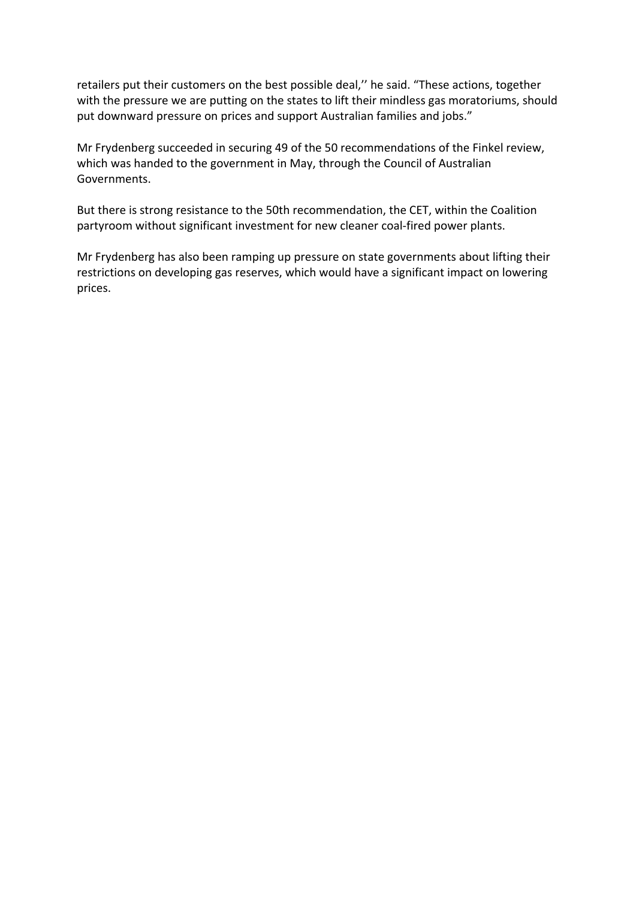retailers put their customers on the best possible deal,'' he said. "These actions, together with the pressure we are putting on the states to lift their mindless gas moratoriums, should put downward pressure on prices and support Australian families and jobs."

Mr Frydenberg succeeded in securing 49 of the 50 recommendations of the Finkel review, which was handed to the government in May, through the Council of Australian Governments.

But there is strong resistance to the 50th recommendation, the CET, within the Coalition partyroom without significant investment for new cleaner coal-fired power plants.

Mr Frydenberg has also been ramping up pressure on state governments about lifting their restrictions on developing gas reserves, which would have a significant impact on lowering prices.